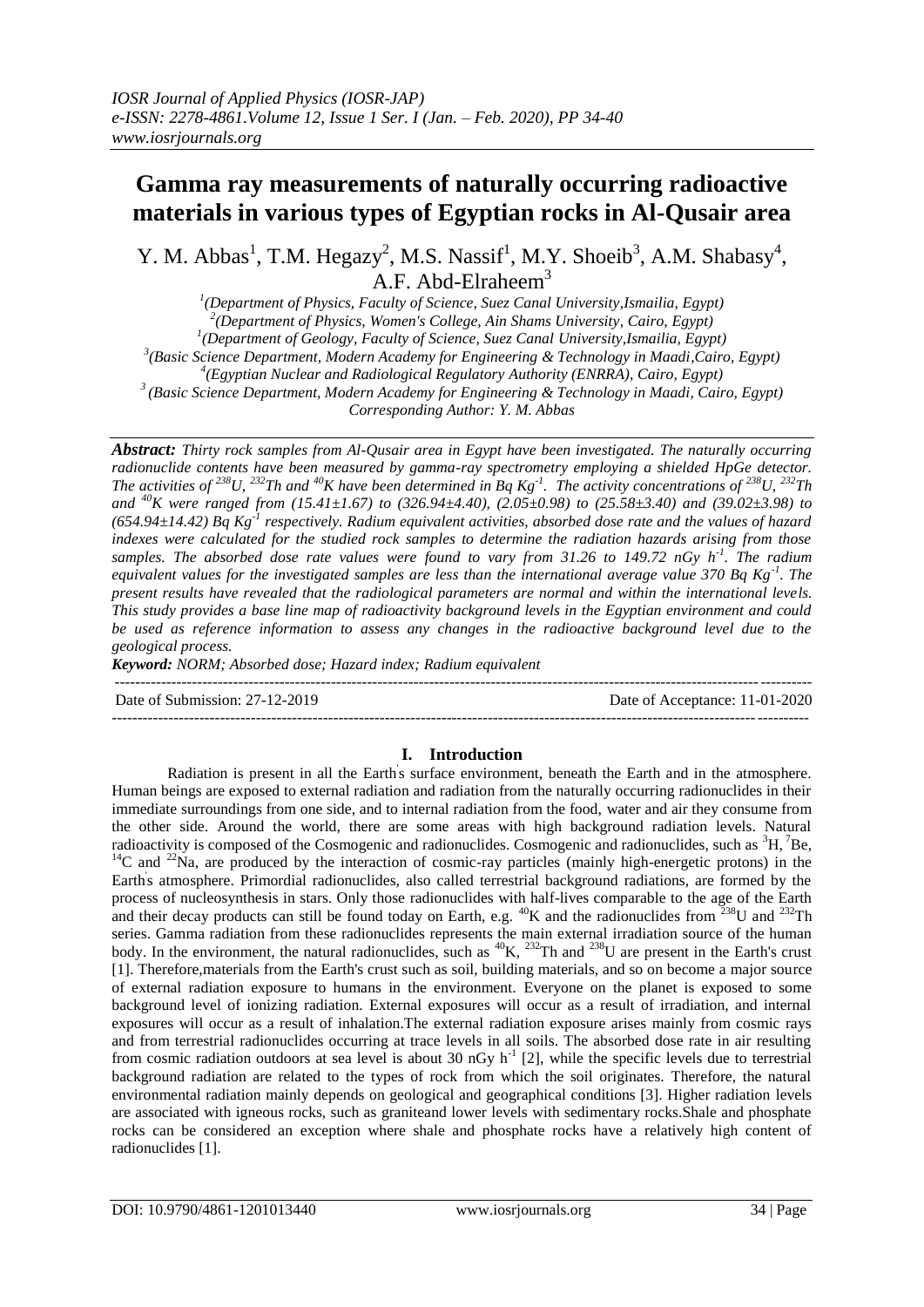# Gamma ray measurements of naturally occurring radioactive materials in various types of Egyptian rocks in Al-Qusair area

Y. M. Abbas[1], T.M. Hegazy[2], M.S. Nassif[1], M.Y. Shoeib[3], A.M. Shabasy[4], A.F. Abd-Elraheem[3]

[1](Department of Physics, Faculty of Science, Suez Canal University,Ismailia, Egypt)
[2](Department of Physics, Women's College, Ain Shams University, Cairo, Egypt)
[1](Department of Geology, Faculty of Science, Suez Canal University,Ismailia, Egypt)
[3](Basic Science Department, Modern Academy for Engineering & Technology in Maadi,Cairo, Egypt)
[4](Egyptian Nuclear and Radiological Regulatory Authority (ENRRA), Cairo, Egypt)
[3](Basic Science Department, Modern Academy for Engineering & Technology in Maadi, Cairo, Egypt)
Corresponding Author: Y. M. Abbas

***Abstract:*** *Thirty rock samples from Al-Qusair area in Egypt have been investigated. The naturally occurring radionuclide contents have been measured by gamma-ray spectrometry employing a shielded HpGe detector. The activities of $^{238}U$, $^{232}Th$ and $^{40}K$ have been determined in Bq $Kg^{-1}$. The activity concentrations of $^{238}U$, $^{232}Th$ and $^{40}K$ were ranged from (15.41±1.67) to (326.94±4.40), (2.05±0.98) to (25.58±3.40) and (39.02±3.98) to (654.94±14.42) Bq $Kg^{-1}$ respectively. Radium equivalent activities, absorbed dose rate and the values of hazard indexes were calculated for the studied rock samples to determine the radiation hazards arising from those samples. The absorbed dose rate values were found to vary from 31.26 to 149.72 nGy $h^{-1}$. The radium equivalent values for the investigated samples are less than the international average value 370 Bq $Kg^{-1}$. The present results have revealed that the radiological parameters are normal and within the international levels. This study provides a base line map of radioactivity background levels in the Egyptian environment and could be used as reference information to assess any changes in the radioactive background level due to the geological process.*

***Keyword:*** *NORM; Absorbed dose; Hazard index; Radium equivalent*

Date of Submission: 27-12-2019 Date of Acceptance: 11-01-2020

## I. Introduction

Radiation is present in all the Earth's surface environment, beneath the Earth and in the atmosphere. Human beings are exposed to external radiation and radiation from the naturally occurring radionuclides in their immediate surroundings from one side, and to internal radiation from the food, water and air they consume from the other side. Around the world, there are some areas with high background radiation levels. Natural radioactivity is composed of the Cosmogenic and radionuclides. Cosmogenic and radionuclides, such as $^{3}H$, $^{7}Be$, $^{14}C$ and $^{22}Na$, are produced by the interaction of cosmic-ray particles (mainly high-energetic protons) in the Earth's atmosphere. Primordial radionuclides, also called terrestrial background radiations, are formed by the process of nucleosynthesis in stars. Only those radionuclides with half-lives comparable to the age of the Earth and their decay products can still be found today on Earth, e.g. $^{40}K$ and the radionuclides from $^{238}U$ and $^{232}Th$ series. Gamma radiation from these radionuclides represents the main external irradiation source of the human body. In the environment, the natural radionuclides, such as $^{40}K$, $^{232}Th$ and $^{238}U$ are present in the Earth's crust [1]. Therefore,materials from the Earth's crust such as soil, building materials, and so on become a major source of external radiation exposure to humans in the environment. Everyone on the planet is exposed to some background level of ionizing radiation. External exposures will occur as a result of irradiation, and internal exposures will occur as a result of inhalation.The external radiation exposure arises mainly from cosmic rays and from terrestrial radionuclides occurring at trace levels in all soils. The absorbed dose rate in air resulting from cosmic radiation outdoors at sea level is about 30 nGy $h^{-1}$ [2], while the specific levels due to terrestrial background radiation are related to the types of rock from which the soil originates. Therefore, the natural environmental radiation mainly depends on geological and geographical conditions [3]. Higher radiation levels are associated with igneous rocks, such as graniteand lower levels with sedimentary rocks.Shale and phosphate rocks can be considered an exception where shale and phosphate rocks have a relatively high content of radionuclides [1].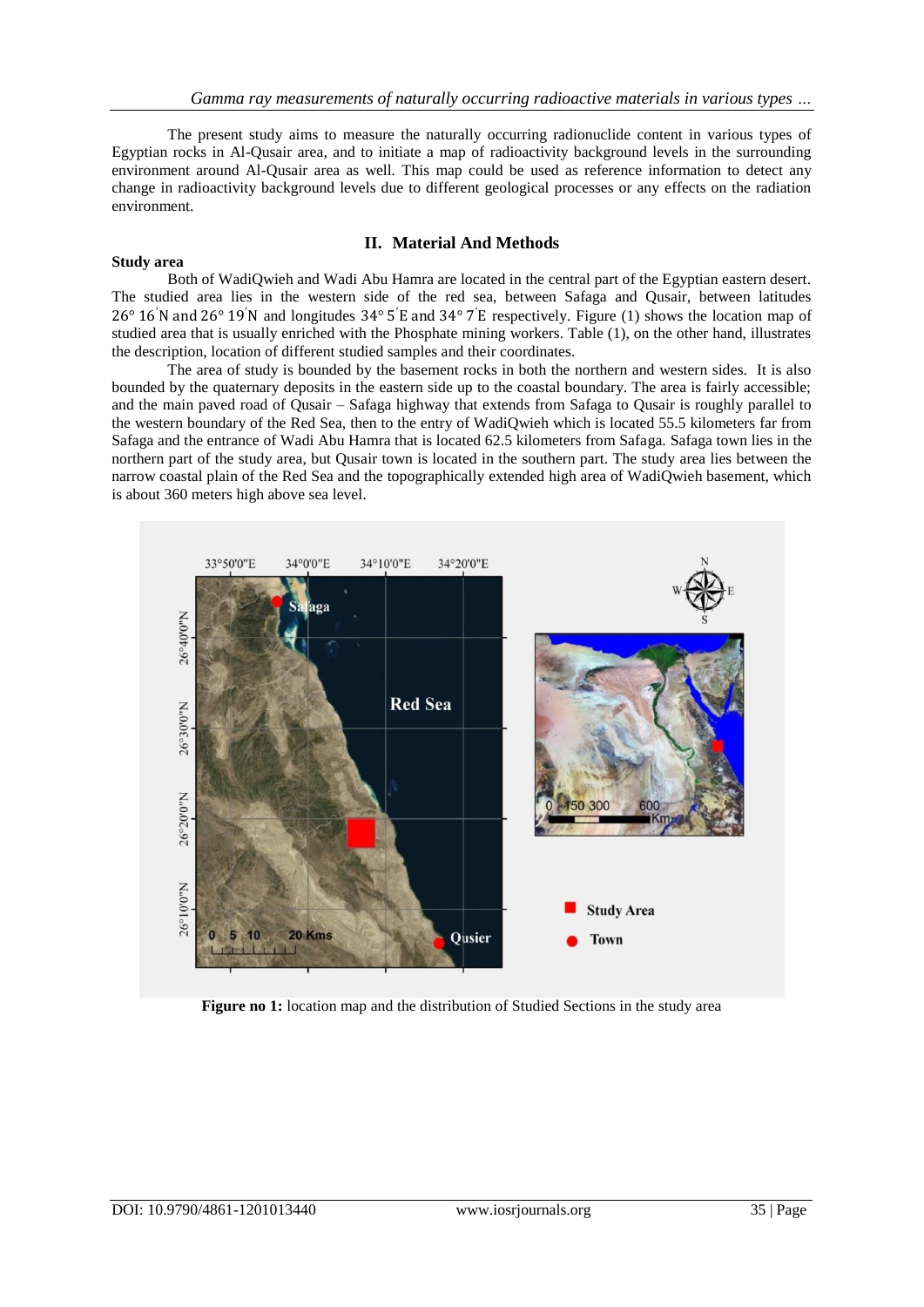The present study aims to measure the naturally occurring radionuclide content in various types of Egyptian rocks in Al-Qusair area, and to initiate a map of radioactivity background levels in the surrounding environment around Al-Qusair area as well. This map could be used as reference information to detect any change in radioactivity background levels due to different geological processes or any effects on the radiation environment.

## II. Material And Methods

**Study area**

Both of WadiQwieh and Wadi Abu Hamra are located in the central part of the Egyptian eastern desert. The studied area lies in the western side of the red sea, between Safaga and Qusair, between latitudes $26°\ 16'$N and $26°\ 19'$N and longitudes $34°\ 5'$E and $34°\ 7'$E respectively. Figure (1) shows the location map of studied area that is usually enriched with the Phosphate mining workers. Table (1), on the other hand, illustrates the description, location of different studied samples and their coordinates.

The area of study is bounded by the basement rocks in both the northern and western sides. It is also bounded by the quaternary deposits in the eastern side up to the coastal boundary. The area is fairly accessible; and the main paved road of Qusair – Safaga highway that extends from Safaga to Qusair is roughly parallel to the western boundary of the Red Sea, then to the entry of WadiQwieh which is located 55.5 kilometers far from Safaga and the entrance of Wadi Abu Hamra that is located 62.5 kilometers from Safaga. Safaga town lies in the northern part of the study area, but Qusair town is located in the southern part. The study area lies between the narrow coastal plain of the Red Sea and the topographically extended high area of WadiQwieh basement, which is about 360 meters high above sea level.

**Figure no 1:** location map and the distribution of Studied Sections in the study area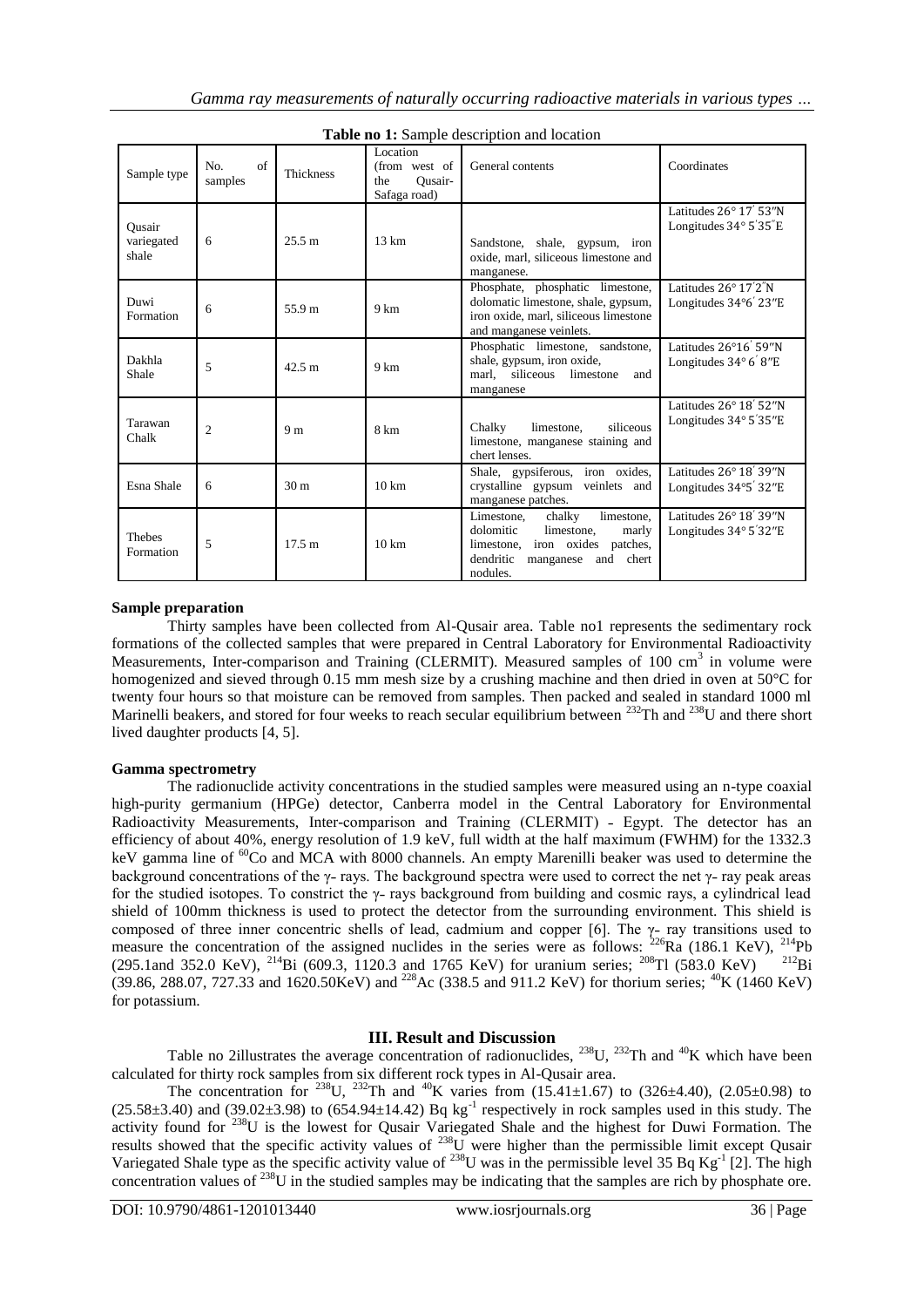**Table no 1:** Sample description and location

| Sample type | No. of samples | Thickness | Location (from west of the Qusair-Safaga road) | General contents | Coordinates |
|---|---|---|---|---|---|
| Qusair variegated shale | 6 | 25.5 m | 13 km | Sandstone, shale, gypsum, iron oxide, marl, siliceous limestone and manganese. | Latitudes 26° 17′ 53″N Longitudes 34° 5′35″E |
| Duwi Formation | 6 | 55.9 m | 9 km | Phosphate, phosphatic limestone, dolomatic limestone, shale, gypsum, iron oxide, marl, siliceous limestone and manganese veinlets. | Latitudes 26° 17′2″N Longitudes 34°6′ 23″E |
| Dakhla Shale | 5 | 42.5 m | 9 km | Phosphatic limestone, sandstone, shale, gypsum, iron oxide, marl, siliceous limestone and manganese | Latitudes 26°16′ 59″N Longitudes 34° 6′ 8″E |
| Tarawan Chalk | 2 | 9 m | 8 km | Chalky limestone, siliceous limestone, manganese staining and chert lenses. | Latitudes 26° 18′ 52″N Longitudes 34° 5′35″E |
| Esna Shale | 6 | 30 m | 10 km | Shale, gypsiferous, iron oxides, crystalline gypsum veinlets and manganese patches. | Latitudes 26° 18′ 39″N Longitudes 34°5′ 32″E |
| Thebes Formation | 5 | 17.5 m | 10 km | Limestone, chalky limestone, dolomitic limestone, marly limestone, iron oxides patches, dendritic manganese and chert nodules. | Latitudes 26° 18′ 39″N Longitudes 34° 5′32″E |

**Sample preparation**

Thirty samples have been collected from Al-Qusair area. Table no1 represents the sedimentary rock formations of the collected samples that were prepared in Central Laboratory for Environmental Radioactivity Measurements, Inter-comparison and Training (CLERMIT). Measured samples of 100 $cm^3$ in volume were homogenized and sieved through 0.15 mm mesh size by a crushing machine and then dried in oven at 50°C for twenty four hours so that moisture can be removed from samples. Then packed and sealed in standard 1000 ml Marinelli beakers, and stored for four weeks to reach secular equilibrium between $^{232}$Th and $^{238}$U and there short lived daughter products [4, 5].

**Gamma spectrometry**

The radionuclide activity concentrations in the studied samples were measured using an n-type coaxial high-purity germanium (HPGe) detector, Canberra model in the Central Laboratory for Environmental Radioactivity Measurements, Inter-comparison and Training (CLERMIT) - Egypt. The detector has an efficiency of about 40%, energy resolution of 1.9 keV, full width at the half maximum (FWHM) for the 1332.3 keV gamma line of $^{60}$Co and MCA with 8000 channels. An empty Marenilli beaker was used to determine the background concentrations of the γ- rays. The background spectra were used to correct the net γ- ray peak areas for the studied isotopes. To constrict the γ- rays background from building and cosmic rays, a cylindrical lead shield of 100mm thickness is used to protect the detector from the surrounding environment. This shield is composed of three inner concentric shells of lead, cadmium and copper [6]. The γ- ray transitions used to measure the concentration of the assigned nuclides in the series were as follows: $^{226}$Ra (186.1 KeV), $^{214}$Pb (295.1and 352.0 KeV), $^{214}$Bi (609.3, 1120.3 and 1765 KeV) for uranium series; $^{208}$Tl (583.0 KeV) $^{212}$Bi (39.86, 288.07, 727.33 and 1620.50KeV) and $^{228}$Ac (338.5 and 911.2 KeV) for thorium series; $^{40}$K (1460 KeV) for potassium.

## III. Result and Discussion

Table no 2illustrates the average concentration of radionuclides, $^{238}$U, $^{232}$Th and $^{40}$K which have been calculated for thirty rock samples from six different rock types in Al-Qusair area.

The concentration for $^{238}$U, $^{232}$Th and $^{40}$K varies from (15.41±1.67) to (326±4.40), (2.05±0.98) to (25.58±3.40) and (39.02±3.98) to (654.94±14.42) Bq $kg^{-1}$ respectively in rock samples used in this study. The activity found for $^{238}$U is the lowest for Qusair Variegated Shale and the highest for Duwi Formation. The results showed that the specific activity values of $^{238}$U were higher than the permissible limit except Qusair Variegated Shale type as the specific activity value of $^{238}$U was in the permissible level 35 Bq $Kg^{-1}$ [2]. The high concentration values of $^{238}$U in the studied samples may be indicating that the samples are rich by phosphate ore.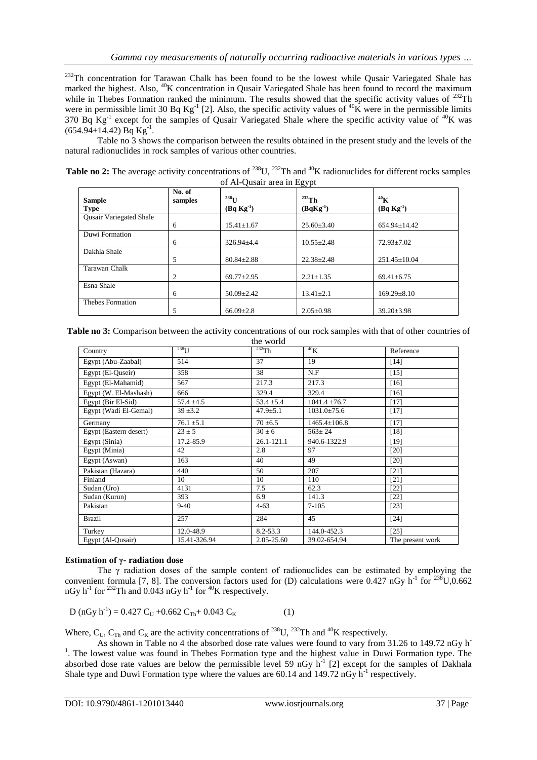$^{232}Th$ concentration for Tarawan Chalk has been found to be the lowest while Qusair Variegated Shale has marked the highest. Also, $^{40}K$ concentration in Qusair Variegated Shale has been found to record the maximum while in Thebes Formation ranked the minimum. The results showed that the specific activity values of $^{232}Th$ were in permissible limit 30 Bq $Kg^{-1}$ [2]. Also, the specific activity values of $^{40}K$ were in the permissible limits 370 Bq $Kg^{-1}$ except for the samples of Qusair Variegated Shale where the specific activity value of $^{40}K$ was (654.94±14.42) Bq $Kg^{-1}$.

Table no 3 shows the comparison between the results obtained in the present study and the levels of the natural radionuclides in rock samples of various other countries.

**Table no 2:** The average activity concentrations of $^{238}U$, $^{232}Th$ and $^{40}K$ radionuclides for different rocks samples of Al-Qusair area in Egypt

| Sample Type | No. of samples | $^{238}U$ (Bq $Kg^{-1}$) | $^{232}Th$ (Bq$Kg^{-1}$) | $^{40}K$ (Bq $Kg^{-1}$) |
|---|---|---|---|---|
| Qusair Variegated Shale | 6 | 15.41±1.67 | 25.60±3.40 | 654.94±14.42 |
| Duwi Formation | 6 | 326.94±4.4 | 10.55±2.48 | 72.93±7.02 |
| Dakhla Shale | 5 | 80.84±2.88 | 22.38±2.48 | 251.45±10.04 |
| Tarawan Chalk | 2 | 69.77±2.95 | 2.21±1.35 | 69.41±6.75 |
| Esna Shale | 6 | 50.09±2.42 | 13.41±2.1 | 169.29±8.10 |
| Thebes Formation | 5 | 66.09±2.8 | 2.05±0.98 | 39.20±3.98 |

**Table no 3:** Comparison between the activity concentrations of our rock samples with that of other countries of the world

| Country | $^{238}U$ | $^{232}Th$ | $^{40}K$ | Reference |
|---|---|---|---|---|
| Egypt (Abu-Zaabal) | 514 | 37 | 19 | [14] |
| Egypt (El-Quseir) | 358 | 38 | N.F | [15] |
| Egypt (El-Mahamid) | 567 | 217.3 | 217.3 | [16] |
| Egypt (W. El-Mashash) | 666 | 329.4 | 329.4 | [16] |
| Egypt (Bir El-Sid) | 57.4 ±4.5 | 53.4 ±5.4 | 1041.4 ±76.7 | [17] |
| Egypt (Wadi El-Gemal) | 39 ±3.2 | 47.9±5.1 | 1031.0±75.6 | [17] |
| Germany | 76.1 ±5.1 | 70 ±6.5 | 1465.4±106.8 | [17] |
| Egypt (Eastern desert) | 23 ± 5 | 30 ± 6 | 563± 24 | [18] |
| Egypt (Sinia) | 17.2-85.9 | 26.1-121.1 | 940.6-1322.9 | [19] |
| Egypt (Minia) | 42 | 2.8 | 97 | [20] |
| Egypt (Aswan) | 163 | 40 | 49 | [20] |
| Pakistan (Hazara) | 440 | 50 | 207 | [21] |
| Finland | 10 | 10 | 110 | [21] |
| Sudan (Uro) | 4131 | 7.5 | 62.3 | [22] |
| Sudan (Kurun) | 393 | 6.9 | 141.3 | [22] |
| Pakistan | 9-40 | 4-63 | 7-105 | [23] |
| Brazil | 257 | 284 | 45 | [24] |
| Turkey | 12.0-48.9 | 8.2-53.3 | 144.0-452.3 | [25] |
| Egypt (Al-Qusair) | 15.41-326.94 | 2.05-25.60 | 39.02-654.94 | The present work |

**Estimation of γ- radiation dose**

The γ radiation doses of the sample content of radionuclides can be estimated by employing the convenient formula [7, 8]. The conversion factors used for (D) calculations were 0.427 nGy $h^{-1}$ for $^{238}U$, 0.662 nGy $h^{-1}$ for $^{232}Th$ and 0.043 nGy $h^{-1}$ for $^{40}K$ respectively.

$$D\ (nGy\ h^{-1}) = 0.427\ C_U + 0.662\ C_{Th} + 0.043\ C_K \qquad (1)$$

Where, $C_U$, $C_{Th}$ and $C_K$ are the activity concentrations of $^{238}U$, $^{232}Th$ and $^{40}K$ respectively.

As shown in Table no 4 the absorbed dose rate values were found to vary from 31.26 to 149.72 nGy $h^{-1}$. The lowest value was found in Thebes Formation type and the highest value in Duwi Formation type. The absorbed dose rate values are below the permissible level 59 nGy $h^{-1}$ [2] except for the samples of Dakhala Shale type and Duwi Formation type where the values are 60.14 and 149.72 nGy $h^{-1}$ respectively.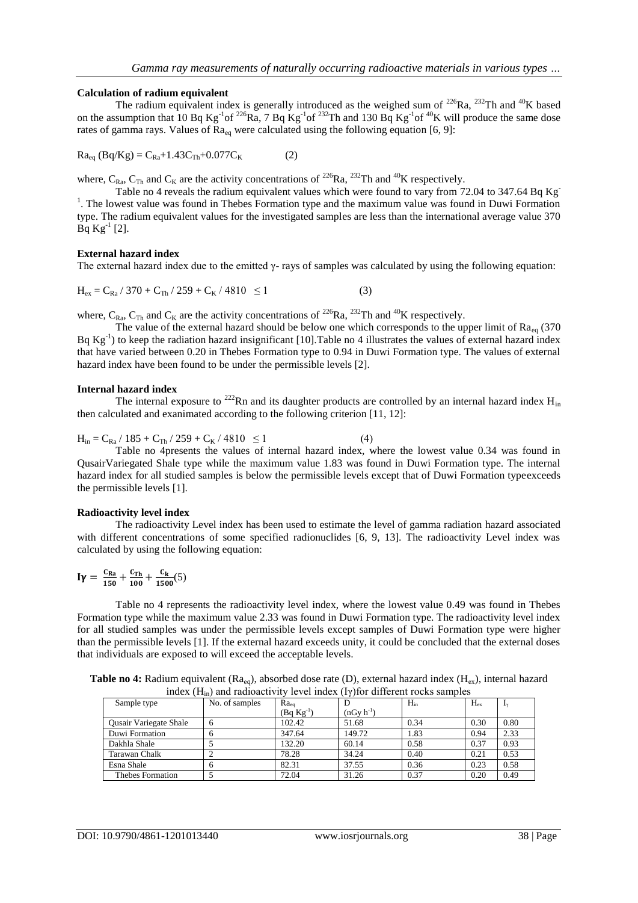**Calculation of radium equivalent**

The radium equivalent index is generally introduced as the weighed sum of $^{226}$Ra, $^{232}$Th and $^{40}$K based on the assumption that 10 Bq Kg$^{-1}$of $^{226}$Ra, 7 Bq Kg$^{-1}$of $^{232}$Th and 130 Bq Kg$^{-1}$of $^{40}$K will produce the same dose rates of gamma rays. Values of $Ra_{eq}$ were calculated using the following equation [6, 9]:

$$Ra_{eq}\ (Bq/Kg) = C_{Ra}+1.43C_{Th}+0.077C_{K} \qquad (2)$$

where, $C_{Ra}$, $C_{Th}$ and $C_K$ are the activity concentrations of $^{226}$Ra, $^{232}$Th and $^{40}$K respectively.

Table no 4 reveals the radium equivalent values which were found to vary from 72.04 to 347.64 Bq Kg$^{-1}$. The lowest value was found in Thebes Formation type and the maximum value was found in Duwi Formation type. The radium equivalent values for the investigated samples are less than the international average value 370 Bq Kg$^{-1}$ [2].

**External hazard index**

The external hazard index due to the emitted γ- rays of samples was calculated by using the following equation:

$$H_{ex} = C_{Ra} / 370 + C_{Th} / 259 + C_K / 4810 \ \leq 1 \qquad (3)$$

where, $C_{Ra}$, $C_{Th}$ and $C_K$ are the activity concentrations of $^{226}$Ra, $^{232}$Th and $^{40}$K respectively.

The value of the external hazard should be below one which corresponds to the upper limit of $Ra_{eq}$ (370 Bq Kg$^{-1}$) to keep the radiation hazard insignificant [10].Table no 4 illustrates the values of external hazard index that have varied between 0.20 in Thebes Formation type to 0.94 in Duwi Formation type. The values of external hazard index have been found to be under the permissible levels [2].

**Internal hazard index**

The internal exposure to $^{222}$Rn and its daughter products are controlled by an internal hazard index $H_{in}$ then calculated and exanimated according to the following criterion [11, 12]:

$$H_{in} = C_{Ra} / 185 + C_{Th} / 259 + C_K / 4810 \ \leq 1 \qquad (4)$$

Table no 4presents the values of internal hazard index, where the lowest value 0.34 was found in QusairVariegated Shale type while the maximum value 1.83 was found in Duwi Formation type. The internal hazard index for all studied samples is below the permissible levels except that of Duwi Formation typeexceeds the permissible levels [1].

**Radioactivity level index**

The radioactivity Level index has been used to estimate the level of gamma radiation hazard associated with different concentrations of some specified radionuclides [6, 9, 13]. The radioactivity Level index was calculated by using the following equation:

$$I\gamma = \frac{C_{Ra}}{150} + \frac{C_{Th}}{100} + \frac{C_{K}}{1500} \qquad (5)$$

Table no 4 represents the radioactivity level index, where the lowest value 0.49 was found in Thebes Formation type while the maximum value 2.33 was found in Duwi Formation type. The radioactivity level index for all studied samples was under the permissible levels except samples of Duwi Formation type were higher than the permissible levels [1]. If the external hazard exceeds unity, it could be concluded that the external doses that individuals are exposed to will exceed the acceptable levels.

**Table no 4:** Radium equivalent ($Ra_{eq}$), absorbed dose rate (D), external hazard index ($H_{ex}$), internal hazard index ($H_{in}$) and radioactivity level index (Iγ)for different rocks samples

| Sample type | No. of samples | $Ra_{eq}$ (Bq Kg$^{-1}$) | D (nGy h$^{-1}$) | $H_{in}$ | $H_{ex}$ | $I_\gamma$ |
|---|---|---|---|---|---|---|
| Qusair Variegate Shale | 6 | 102.42 | 51.68 | 0.34 | 0.30 | 0.80 |
| Duwi Formation | 6 | 347.64 | 149.72 | 1.83 | 0.94 | 2.33 |
| Dakhla Shale | 5 | 132.20 | 60.14 | 0.58 | 0.37 | 0.93 |
| Tarawan Chalk | 2 | 78.28 | 34.24 | 0.40 | 0.21 | 0.53 |
| Esna Shale | 6 | 82.31 | 37.55 | 0.36 | 0.23 | 0.58 |
| Thebes Formation | 5 | 72.04 | 31.26 | 0.37 | 0.20 | 0.49 |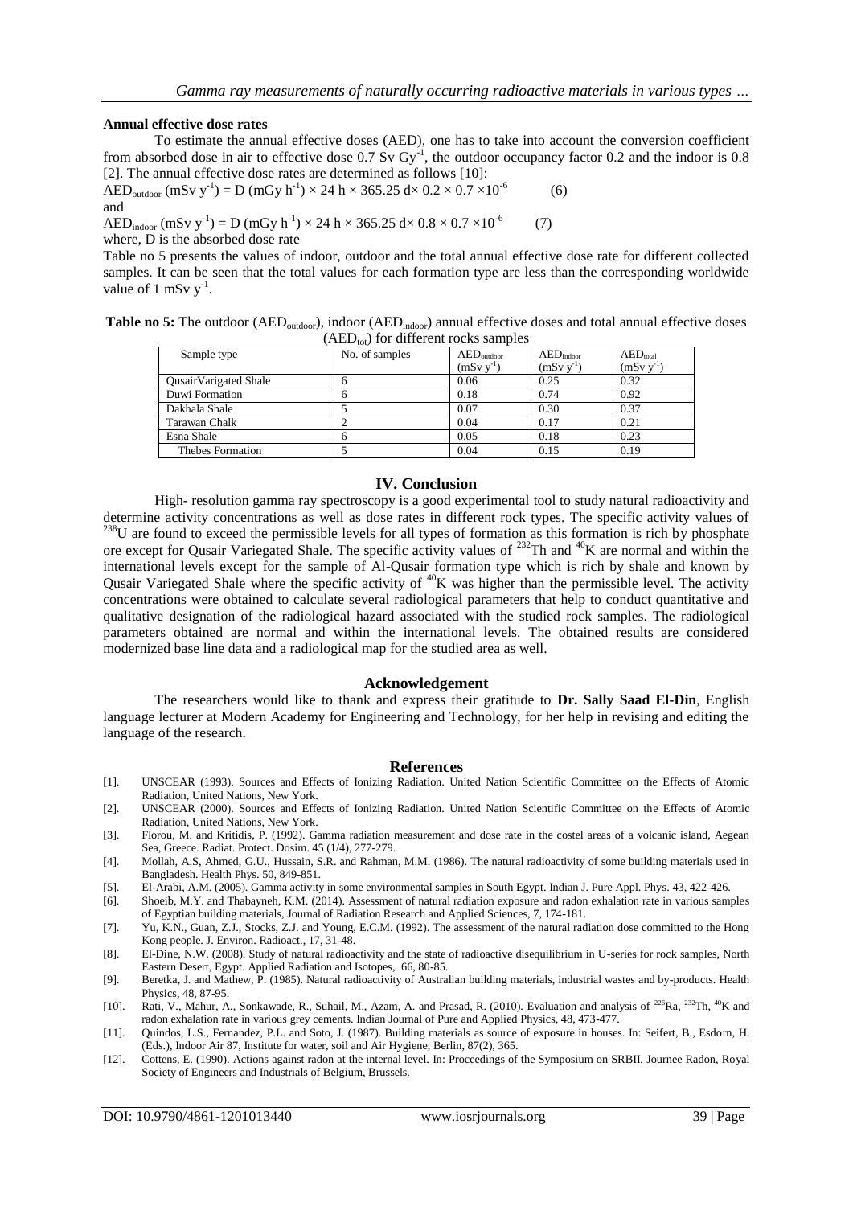## Annual effective dose rates

To estimate the annual effective doses (AED), one has to take into account the conversion coefficient from absorbed dose in air to effective dose 0.7 Sv $Gy^{-1}$, the outdoor occupancy factor 0.2 and the indoor is 0.8 [2]. The annual effective dose rates are determined as follows [10]:

$$AED_{outdoor}\ (mSv\ y^{-1}) = D\ (mGy\ h^{-1}) \times 24\ h \times 365.25\ d \times 0.2 \times 0.7 \times 10^{-6} \qquad (6)$$

and

$$AED_{indoor}\ (mSv\ y^{-1}) = D\ (mGy\ h^{-1}) \times 24\ h \times 365.25\ d \times 0.8 \times 0.7 \times 10^{-6} \qquad (7)$$

where, D is the absorbed dose rate

Table no 5 presents the values of indoor, outdoor and the total annual effective dose rate for different collected samples. It can be seen that the total values for each formation type are less than the corresponding worldwide value of 1 mSv $y^{-1}$.

**Table no 5:** The outdoor ($AED_{outdoor}$), indoor ($AED_{indoor}$) annual effective doses and total annual effective doses ($AED_{tot}$) for different rocks samples

| Sample type | No. of samples | $AED_{outdoor}$ (mSv $y^{-1}$) | $AED_{indoor}$ (mSv $y^{-1}$) | $AED_{total}$ (mSv $y^{-1}$) |
|---|---|---|---|---|
| QusairVarigated Shale | 6 | 0.06 | 0.25 | 0.32 |
| Duwi Formation | 6 | 0.18 | 0.74 | 0.92 |
| Dakhala Shale | 5 | 0.07 | 0.30 | 0.37 |
| Tarawan Chalk | 2 | 0.04 | 0.17 | 0.21 |
| Esna Shale | 6 | 0.05 | 0.18 | 0.23 |
| Thebes Formation | 5 | 0.04 | 0.15 | 0.19 |

# IV. Conclusion

High- resolution gamma ray spectroscopy is a good experimental tool to study natural radioactivity and determine activity concentrations as well as dose rates in different rock types. The specific activity values of $^{238}U$ are found to exceed the permissible levels for all types of formation as this formation is rich by phosphate ore except for Qusair Variegated Shale. The specific activity values of $^{232}Th$ and $^{40}K$ are normal and within the international levels except for the sample of Al-Qusair formation type which is rich by shale and known by Qusair Variegated Shale where the specific activity of $^{40}K$ was higher than the permissible level. The activity concentrations were obtained to calculate several radiological parameters that help to conduct quantitative and qualitative designation of the radiological hazard associated with the studied rock samples. The radiological parameters obtained are normal and within the international levels. The obtained results are considered modernized base line data and a radiological map for the studied area as well.

# Acknowledgement

The researchers would like to thank and express their gratitude to **Dr. Sally Saad El-Din**, English language lecturer at Modern Academy for Engineering and Technology, for her help in revising and editing the language of the research.

# References

[1]. UNSCEAR (1993). Sources and Effects of Ionizing Radiation. United Nation Scientific Committee on the Effects of Atomic Radiation, United Nations, New York.

[2]. UNSCEAR (2000). Sources and Effects of Ionizing Radiation. United Nation Scientific Committee on the Effects of Atomic Radiation, United Nations, New York.

[3]. Florou, M. and Kritidis, P. (1992). Gamma radiation measurement and dose rate in the costel areas of a volcanic island, Aegean Sea, Greece. Radiat. Protect. Dosim. 45 (1/4), 277-279.

[4]. Mollah, A.S, Ahmed, G.U., Hussain, S.R. and Rahman, M.M. (1986). The natural radioactivity of some building materials used in Bangladesh. Health Phys. 50, 849-851.

[5]. El-Arabi, A.M. (2005). Gamma activity in some environmental samples in South Egypt. Indian J. Pure Appl. Phys. 43, 422-426.

[6]. Shoeib, M.Y. and Thabayneh, K.M. (2014). Assessment of natural radiation exposure and radon exhalation rate in various samples of Egyptian building materials, Journal of Radiation Research and Applied Sciences, 7, 174-181.

[7]. Yu, K.N., Guan, Z.J., Stocks, Z.J. and Young, E.C.M. (1992). The assessment of the natural radiation dose committed to the Hong Kong people. J. Environ. Radioact., 17, 31-48.

[8]. El-Dine, N.W. (2008). Study of natural radioactivity and the state of radioactive disequilibrium in U-series for rock samples, North Eastern Desert, Egypt. Applied Radiation and Isotopes, 66, 80-85.

[9]. Beretka, J. and Mathew, P. (1985). Natural radioactivity of Australian building materials, industrial wastes and by-products. Health Physics, 48, 87-95.

[10]. Rati, V., Mahur, A., Sonkawade, R., Suhail, M., Azam, A. and Prasad, R. (2010). Evaluation and analysis of $^{226}Ra$, $^{232}Th$, $^{40}K$ and radon exhalation rate in various grey cements. Indian Journal of Pure and Applied Physics, 48, 473-477.

[11]. Quindos, L.S., Fernandez, P.L. and Soto, J. (1987). Building materials as source of exposure in houses. In: Seifert, B., Esdorn, H. (Eds.), Indoor Air 87, Institute for water, soil and Air Hygiene, Berlin, 87(2), 365.

[12]. Cottens, E. (1990). Actions against radon at the internal level. In: Proceedings of the Symposium on SRBII, Journee Radon, Royal Society of Engineers and Industrials of Belgium, Brussels.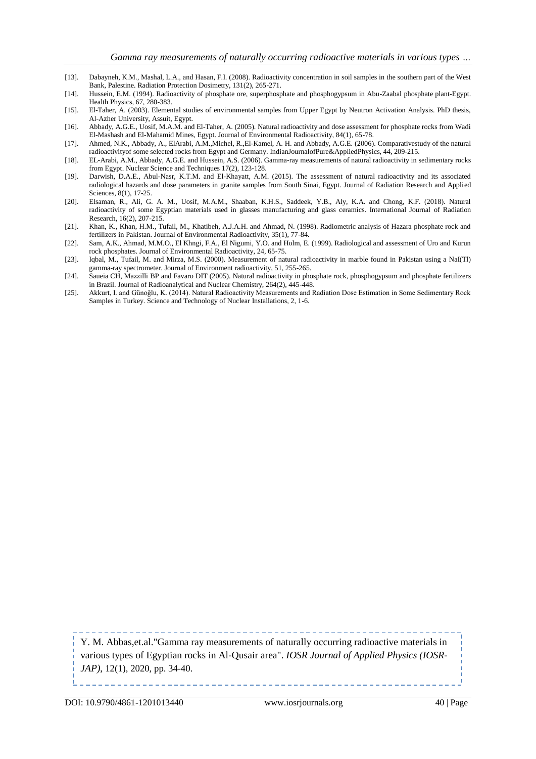[13]. Dabayneh, K.M., Mashal, L.A., and Hasan, F.I. (2008). Radioactivity concentration in soil samples in the southern part of the West Bank, Palestine. Radiation Protection Dosimetry, 131(2), 265-271.

[14]. Hussein, E.M. (1994). Radioactivity of phosphate ore, superphosphate and phosphogypsum in Abu-Zaabal phosphate plant-Egypt. Health Physics, 67, 280-383.

[15]. El-Taher, A. (2003). Elemental studies of environmental samples from Upper Egypt by Neutron Activation Analysis. PhD thesis, Al-Azher University, Assuit, Egypt.

[16]. Abbady, A.G.E., Uosif, M.A.M. and El-Taher, A. (2005). Natural radioactivity and dose assessment for phosphate rocks from Wadi El-Mashash and El-Mahamid Mines, Egypt. Journal of Environmental Radioactivity, 84(1), 65-78.

[17]. Ahmed, N.K., Abbady, A., ElArabi, A.M.,Michel, R.,El-Kamel, A. H. and Abbady, A.G.E. (2006). Comparativestudy of the natural radioactivityof some selected rocks from Egypt and Germany. IndianJournalofPure&AppliedPhysics, 44, 209-215.

[18]. EL-Arabi, A.M., Abbady, A.G.E. and Hussein, A.S. (2006). Gamma-ray measurements of natural radioactivity in sedimentary rocks from Egypt. Nuclear Science and Techniques 17(2), 123-128.

[19]. Darwish, D.A.E., Abul-Nasr, K.T.M. and El-Khayatt, A.M. (2015). The assessment of natural radioactivity and its associated radiological hazards and dose parameters in granite samples from South Sinai, Egypt. Journal of Radiation Research and Applied Sciences, 8(1), 17-25.

[20]. Elsaman, R., Ali, G. A. M., Uosif, M.A.M., Shaaban, K.H.S., Saddeek, Y.B., Aly, K.A. and Chong, K.F. (2018). Natural radioactivity of some Egyptian materials used in glasses manufacturing and glass ceramics. International Journal of Radiation Research, 16(2), 207-215.

[21]. Khan, K., Khan, H.M., Tufail, M., Khatibeh, A.J.A.H. and Ahmad, N. (1998). Radiometric analysis of Hazara phosphate rock and fertilizers in Pakistan. Journal of Environmental Radioactivity, 35(1), 77-84.

[22]. Sam, A.K., Ahmad, M.M.O., El Khngi, F.A., El Nigumi, Y.O. and Holm, E. (1999). Radiological and assessment of Uro and Kurun rock phosphates. Journal of Environmental Radioactivity, 24, 65-75.

[23]. Iqbal, M., Tufail, M. and Mirza, M.S. (2000). Measurement of natural radioactivity in marble found in Pakistan using a NaI(Tl) gamma-ray spectrometer. Journal of Environment radioactivity, 51, 255-265.

[24]. Saueia CH, Mazzilli BP and Favaro DIT (2005). Natural radioactivity in phosphate rock, phosphogypsum and phosphate fertilizers in Brazil. Journal of Radioanalytical and Nuclear Chemistry, 264(2), 445-448.

[25]. Akkurt, I. and Günoğlu, K. (2014). Natural Radioactivity Measurements and Radiation Dose Estimation in Some Sedimentary Rock Samples in Turkey. Science and Technology of Nuclear Installations, 2, 1-6.

Y. M. Abbas,et.al."Gamma ray measurements of naturally occurring radioactive materials in various types of Egyptian rocks in Al-Qusair area". *IOSR Journal of Applied Physics (IOSR-JAP)*, 12(1), 2020, pp. 34-40.